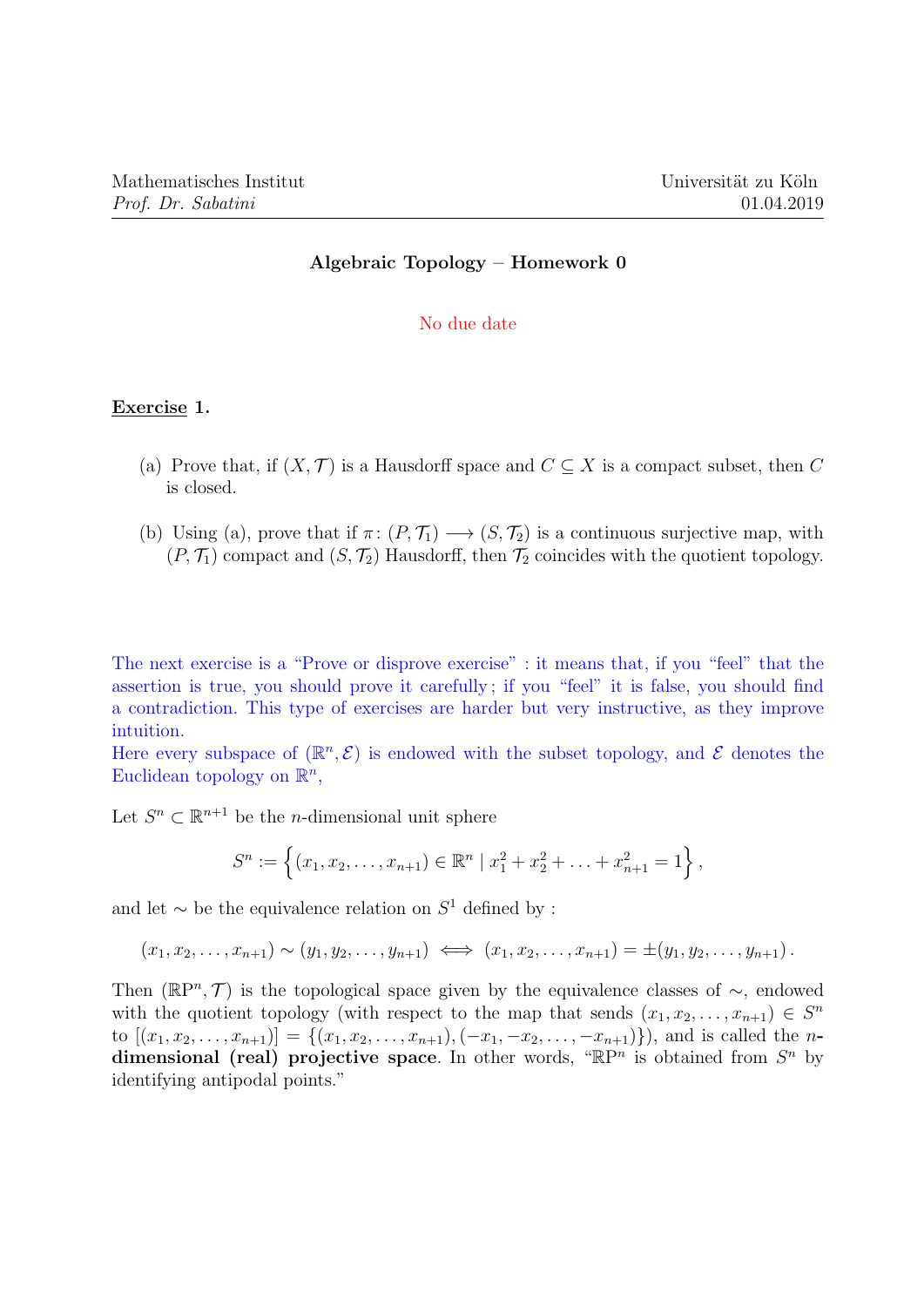Mathematisches Institut
*Prof. Dr. Sabatini*

Universität zu Köln
01.04.2019

## Algebraic Topology – Homework 0

No due date

**Exercise 1.**

(a) Prove that, if $(X, \mathcal{T})$ is a Hausdorff space and $C \subseteq X$ is a compact subset, then $C$ is closed.

(b) Using (a), prove that if $\pi \colon (P, \mathcal{T}_1) \longrightarrow (S, \mathcal{T}_2)$ is a continuous surjective map, with $(P, \mathcal{T}_1)$ compact and $(S, \mathcal{T}_2)$ Hausdorff, then $\mathcal{T}_2$ coincides with the quotient topology.

The next exercise is a "Prove or disprove exercise" : it means that, if you "feel" that the assertion is true, you should prove it carefully ; if you "feel" it is false, you should find a contradiction. This type of exercises are harder but very instructive, as they improve intuition.
Here every subspace of $(\mathbb{R}^n, \mathcal{E})$ is endowed with the subset topology, and $\mathcal{E}$ denotes the Euclidean topology on $\mathbb{R}^n$,

Let $S^n \subset \mathbb{R}^{n+1}$ be the $n$-dimensional unit sphere

$$S^n := \left\{ (x_1, x_2, \ldots, x_{n+1}) \in \mathbb{R}^n \mid x_1^2 + x_2^2 + \ldots + x_{n+1}^2 = 1 \right\},$$

and let $\sim$ be the equivalence relation on $S^1$ defined by :

$$(x_1, x_2, \ldots, x_{n+1}) \sim (y_1, y_2, \ldots, y_{n+1}) \iff (x_1, x_2, \ldots, x_{n+1}) = \pm (y_1, y_2, \ldots, y_{n+1}).$$

Then $(\mathbb{RP}^n, \mathcal{T})$ is the topological space given by the equivalence classes of $\sim$, endowed with the quotient topology (with respect to the map that sends $(x_1, x_2, \ldots, x_{n+1}) \in S^n$ to $[(x_1, x_2, \ldots, x_{n+1})] = \{(x_1, x_2, \ldots, x_{n+1}), (-x_1, -x_2, \ldots, -x_{n+1})\}$), and is called the **$n$-dimensional (real) projective space**. In other words, "$\mathbb{RP}^n$ is obtained from $S^n$ by identifying antipodal points."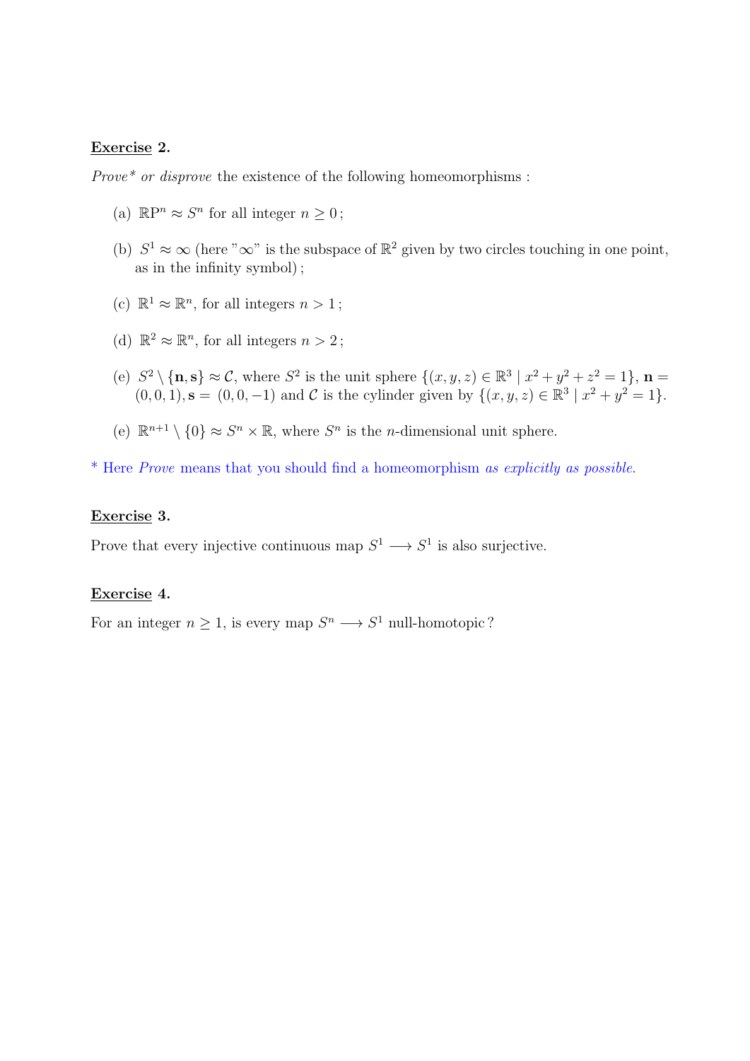**Exercise 2.**

*Prove\* or disprove* the existence of the following homeomorphisms :

(a) $\mathbb{RP}^n \approx S^n$ for all integer $n \geq 0$ ;

(b) $S^1 \approx \infty$ (here "$\infty$" is the subspace of $\mathbb{R}^2$ given by two circles touching in one point, as in the infinity symbol) ;

(c) $\mathbb{R}^1 \approx \mathbb{R}^n$, for all integers $n > 1$ ;

(d) $\mathbb{R}^2 \approx \mathbb{R}^n$, for all integers $n > 2$ ;

(e) $S^2 \setminus \{\mathbf{n}, \mathbf{s}\} \approx \mathcal{C}$, where $S^2$ is the unit sphere $\{(x, y, z) \in \mathbb{R}^3 \mid x^2 + y^2 + z^2 = 1\}$, $\mathbf{n} = (0, 0, 1), \mathbf{s} = (0, 0, -1)$ and $\mathcal{C}$ is the cylinder given by $\{(x, y, z) \in \mathbb{R}^3 \mid x^2 + y^2 = 1\}$.

(e) $\mathbb{R}^{n+1} \setminus \{0\} \approx S^n \times \mathbb{R}$, where $S^n$ is the $n$-dimensional unit sphere.

\* Here *Prove* means that you should find a homeomorphism *as explicitly as possible.*

**Exercise 3.**

Prove that every injective continuous map $S^1 \longrightarrow S^1$ is also surjective.

**Exercise 4.**

For an integer $n \geq 1$, is every map $S^n \longrightarrow S^1$ null-homotopic ?